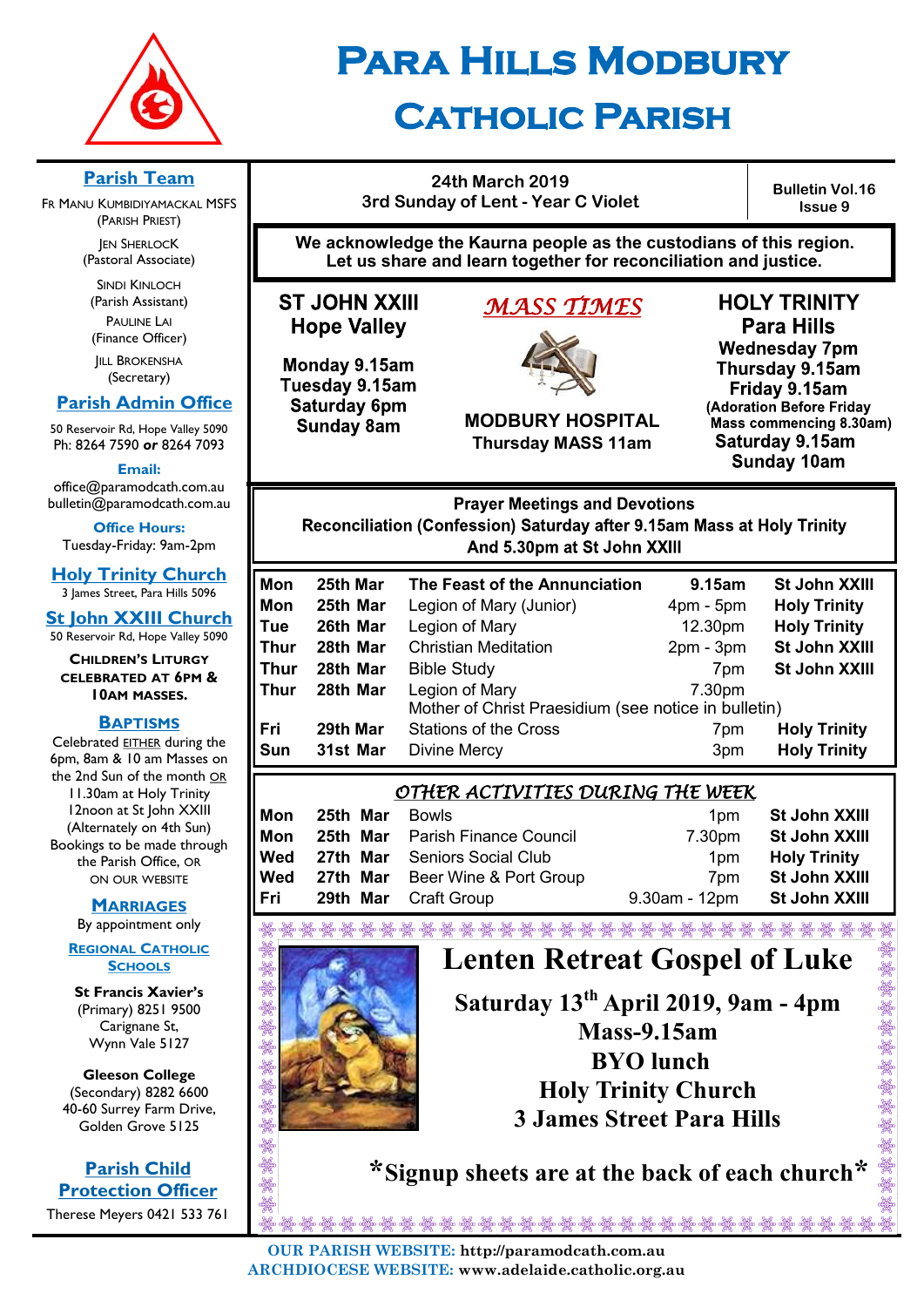# PARA HILLS MODBURY CATHOLIC PARISH

## Parish Team

Fr Manu Kumbidiyamackal MSFS (Parish Priest)

Jen Sherlock (Pastoral Associate)

Sindi Kinloch (Parish Assistant)

Pauline Lai (Finance Officer)

Jill Brokensha (Secretary)

## Parish Admin Office

50 Reservoir Rd, Hope Valley 5090
Ph: 8264 7590 **or** 8264 7093

**Email:**
office@paramodcath.com.au
bulletin@paramodcath.com.au

**Office Hours:**
Tuesday-Friday: 9am-2pm

## Holy Trinity Church

3 James Street, Para Hills 5096

## St John XXIII Church

50 Reservoir Rd, Hope Valley 5090

**CHILDREN'S LITURGY CELEBRATED AT 6PM & 10AM MASSES.**

## BAPTISMS

Celebrated EITHER during the 6pm, 8am & 10 am Masses on the 2nd Sun of the month OR 11.30am at Holy Trinity 12noon at St John XXIII (Alternately on 4th Sun) Bookings to be made through the Parish Office, OR ON OUR WEBSITE

## MARRIAGES

By appointment only

## REGIONAL CATHOLIC SCHOOLS

**St Francis Xavier's**
(Primary) 8251 9500
Carignane St,
Wynn Vale 5127

**Gleeson College**
(Secondary) 8282 6600
40-60 Surrey Farm Drive,
Golden Grove 5125

## Parish Child Protection Officer

Therese Meyers 0421 533 761

---

**24th March 2019**
**3rd Sunday of Lent - Year C Violet**

**Bulletin Vol.16 Issue 9**

**We acknowledge the Kaurna people as the custodians of this region. Let us share and learn together for reconciliation and justice.**

## *MASS TIMES*

**ST JOHN XXIII Hope Valley**
**Monday 9.15am**
**Tuesday 9.15am**
**Saturday 6pm**
**Sunday 8am**

**MODBURY HOSPITAL**
**Thursday MASS 11am**

**HOLY TRINITY Para Hills**
**Wednesday 7pm**
**Thursday 9.15am**
**Friday 9.15am**
**(Adoration Before Friday Mass commencing 8.30am)**
**Saturday 9.15am**
**Sunday 10am**

**Prayer Meetings and Devotions**
**Reconciliation (Confession) Saturday after 9.15am Mass at Holy Trinity And 5.30pm at St John XXIII**

| | | | | |
|---|---|---|---|---|
| Mon | 25th Mar | **The Feast of the Annunciation** | 9.15am | St John XXIII |
| Mon | 25th Mar | Legion of Mary (Junior) | 4pm - 5pm | Holy Trinity |
| Tue | 26th Mar | Legion of Mary | 12.30pm | Holy Trinity |
| Thur | 28th Mar | Christian Meditation | 2pm - 3pm | St John XXIII |
| Thur | 28th Mar | Bible Study | 7pm | St John XXIII |
| Thur | 28th Mar | Legion of Mary<br>Mother of Christ Praesidium (see notice in bulletin) | 7.30pm | |
| Fri | 29th Mar | Stations of the Cross | 7pm | Holy Trinity |
| Sun | 31st Mar | Divine Mercy | 3pm | Holy Trinity |

## *OTHER ACTIVITIES DURING THE WEEK*

| | | | | |
|---|---|---|---|---|
| Mon | 25th Mar | Bowls | 1pm | St John XXIII |
| Mon | 25th Mar | Parish Finance Council | 7.30pm | St John XXIII |
| Wed | 27th Mar | Seniors Social Club | 1pm | Holy Trinity |
| Wed | 27th Mar | Beer Wine & Port Group | 7pm | St John XXIII |
| Fri | 29th Mar | Craft Group | 9.30am - 12pm | St John XXIII |

# Lenten Retreat Gospel of Luke

**Saturday 13th April 2019, 9am - 4pm**
**Mass-9.15am**
**BYO lunch**
**Holy Trinity Church**
**3 James Street Para Hills**

**\*Signup sheets are at the back of each church\***

**OUR PARISH WEBSITE:** http://paramodcath.com.au
**ARCHDIOCESE WEBSITE:** www.adelaide.catholic.org.au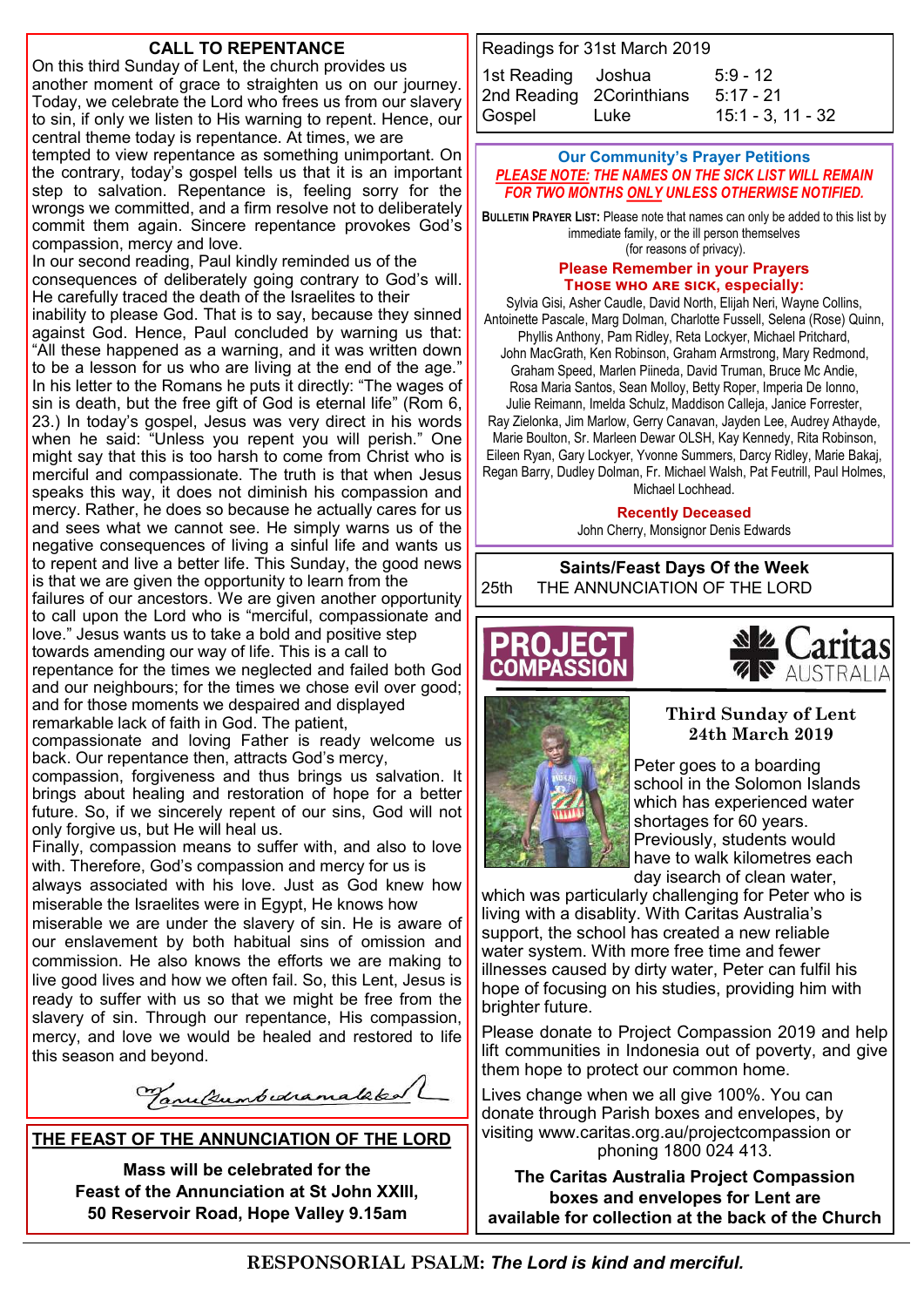## CALL TO REPENTANCE

On this third Sunday of Lent, the church provides us another moment of grace to straighten us on our journey. Today, we celebrate the Lord who frees us from our slavery to sin, if only we listen to His warning to repent. Hence, our central theme today is repentance. At times, we are tempted to view repentance as something unimportant. On the contrary, today's gospel tells us that it is an important step to salvation. Repentance is, feeling sorry for the wrongs we committed, and a firm resolve not to deliberately commit them again. Sincere repentance provokes God's compassion, mercy and love.

In our second reading, Paul kindly reminded us of the consequences of deliberately going contrary to God's will. He carefully traced the death of the Israelites to their inability to please God. That is to say, because they sinned against God. Hence, Paul concluded by warning us that: "All these happened as a warning, and it was written down to be a lesson for us who are living at the end of the age." In his letter to the Romans he puts it directly: "The wages of sin is death, but the free gift of God is eternal life" (Rom 6, 23.) In today's gospel, Jesus was very direct in his words when he said: "Unless you repent you will perish." One might say that this is too harsh to come from Christ who is merciful and compassionate. The truth is that when Jesus speaks this way, it does not diminish his compassion and mercy. Rather, he does so because he actually cares for us and sees what we cannot see. He simply warns us of the negative consequences of living a sinful life and wants us to repent and live a better life. This Sunday, the good news is that we are given the opportunity to learn from the failures of our ancestors. We are given another opportunity to call upon the Lord who is "merciful, compassionate and love." Jesus wants us to take a bold and positive step towards amending our way of life. This is a call to repentance for the times we neglected and failed both God and our neighbours; for the times we chose evil over good; and for those moments we despaired and displayed remarkable lack of faith in God. The patient, compassionate and loving Father is ready welcome us back. Our repentance then, attracts God's mercy, compassion, forgiveness and thus brings us salvation. It brings about healing and restoration of hope for a better future. So, if we sincerely repent of our sins, God will not only forgive us, but He will heal us.

Finally, compassion means to suffer with, and also to love with. Therefore, God's compassion and mercy for us is always associated with his love. Just as God knew how miserable the Israelites were in Egypt, He knows how miserable we are under the slavery of sin. He is aware of our enslavement by both habitual sins of omission and commission. He also knows the efforts we are making to live good lives and how we often fail. So, this Lent, Jesus is ready to suffer with us so that we might be free from the slavery of sin. Through our repentance, His compassion, mercy, and love we would be healed and restored to life this season and beyond.

*Francis Chumbudramalake*

## THE FEAST OF THE ANNUNCIATION OF THE LORD

**Mass will be celebrated for the Feast of the Annunciation at St John XXIII, 50 Reservoir Road, Hope Valley 9.15am**

---

Readings for 31st March 2019

| | | |
|---|---|---|
| 1st Reading | Joshua | 5:9 - 12 |
| 2nd Reading | 2Corinthians | 5:17 - 21 |
| Gospel | Luke | 15:1 - 3, 11 - 32 |

### Our Community's Prayer Petitions

***PLEASE NOTE: THE NAMES ON THE SICK LIST WILL REMAIN FOR TWO MONTHS ONLY UNLESS OTHERWISE NOTIFIED.***

**BULLETIN PRAYER LIST:** Please note that names can only be added to this list by immediate family, or the ill person themselves (for reasons of privacy).

**Please Remember in your Prayers**
**THOSE WHO ARE SICK, especially:**

Sylvia Gisi, Asher Caudle, David North, Elijah Neri, Wayne Collins, Antoinette Pascale, Marg Dolman, Charlotte Fussell, Selena (Rose) Quinn, Phyllis Anthony, Pam Ridley, Reta Lockyer, Michael Pritchard, John MacGrath, Ken Robinson, Graham Armstrong, Mary Redmond, Graham Speed, Marlen Piineda, David Truman, Bruce Mc Andie, Rosa Maria Santos, Sean Molloy, Betty Roper, Imperia De Ionno, Julie Reimann, Imelda Schulz, Maddison Calleja, Janice Forrester, Ray Zielonka, Jim Marlow, Gerry Canavan, Jayden Lee, Audrey Athayde, Marie Boulton, Sr. Marleen Dewar OLSH, Kay Kennedy, Rita Robinson, Eileen Ryan, Gary Lockyer, Yvonne Summers, Darcy Ridley, Marie Bakaj, Regan Barry, Dudley Dolman, Fr. Michael Walsh, Pat Feutrill, Paul Holmes, Michael Lochhead.

**Recently Deceased**

John Cherry, Monsignor Denis Edwards

### Saints/Feast Days Of the Week

25th THE ANNUNCIATION OF THE LORD

**PROJECT COMPASSION** — Caritas AUSTRALIA

**Third Sunday of Lent 24th March 2019**

Peter goes to a boarding school in the Solomon Islands which has experienced water shortages for 60 years. Previously, students would have to walk kilometres each day isearch of clean water, which was particularly challenging for Peter who is living with a disablity. With Caritas Australia's support, the school has created a new reliable water system. With more free time and fewer illnesses caused by dirty water, Peter can fulfil his hope of focusing on his studies, providing him with brighter future.

Please donate to Project Compassion 2019 and help lift communities in Indonesia out of poverty, and give them hope to protect our common home.

Lives change when we all give 100%. You can donate through Parish boxes and envelopes, by visiting www.caritas.org.au/projectcompassion or phoning 1800 024 413.

**The Caritas Australia Project Compassion boxes and envelopes for Lent are available for collection at the back of the Church**

---

**RESPONSORIAL PSALM:** ***The Lord is kind and merciful.***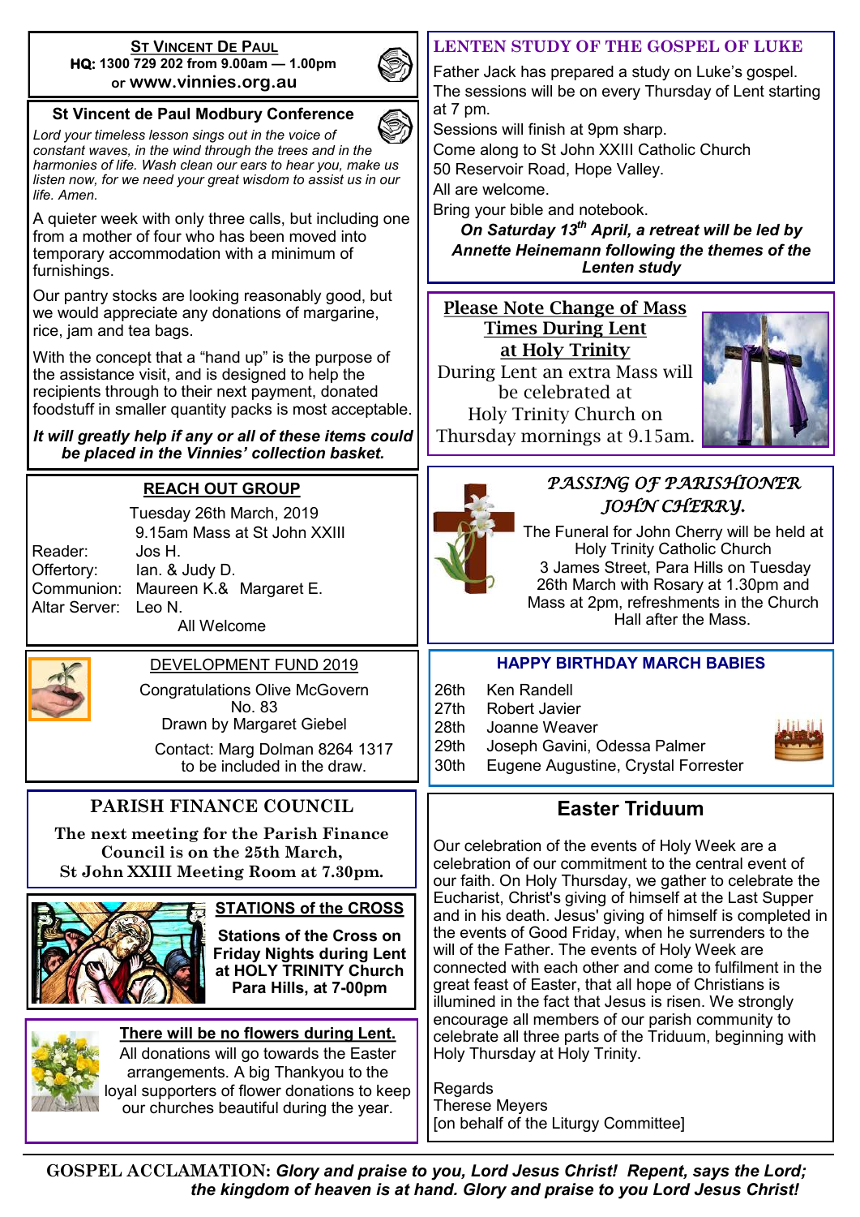## ST VINCENT DE PAUL

**HQ: 1300 729 202 from 9.00am — 1.00pm**
**or www.vinnies.org.au**

### St Vincent de Paul Modbury Conference

*Lord your timeless lesson sings out in the voice of constant waves, in the wind through the trees and in the harmonies of life. Wash clean our ears to hear you, make us listen now, for we need your great wisdom to assist us in our life. Amen.*

A quieter week with only three calls, but including one from a mother of four who has been moved into temporary accommodation with a minimum of furnishings.

Our pantry stocks are looking reasonably good, but we would appreciate any donations of margarine, rice, jam and tea bags.

With the concept that a "hand up" is the purpose of the assistance visit, and is designed to help the recipients through to their next payment, donated foodstuff in smaller quantity packs is most acceptable.

***It will greatly help if any or all of these items could be placed in the Vinnies' collection basket.***

## REACH OUT GROUP

Tuesday 26th March, 2019
9.15am Mass at St John XXIII

Reader: Jos H.
Offertory: Ian. & Judy D.
Communion: Maureen K.& Margaret E.
Altar Server: Leo N.

All Welcome

## DEVELOPMENT FUND 2019

Congratulations Olive McGovern
No. 83
Drawn by Margaret Giebel

Contact: Marg Dolman 8264 1317
to be included in the draw.

## PARISH FINANCE COUNCIL

**The next meeting for the Parish Finance Council is on the 25th March, St John XXIII Meeting Room at 7.30pm.**

## STATIONS of the CROSS

**Stations of the Cross on Friday Nights during Lent at HOLY TRINITY Church Para Hills, at 7-00pm**

**There will be no flowers during Lent.**

All donations will go towards the Easter arrangements. A big Thankyou to the loyal supporters of flower donations to keep our churches beautiful during the year.

## LENTEN STUDY OF THE GOSPEL OF LUKE

Father Jack has prepared a study on Luke's gospel.
The sessions will be on every Thursday of Lent starting at 7 pm.
Sessions will finish at 9pm sharp.
Come along to St John XXIII Catholic Church
50 Reservoir Road, Hope Valley.
All are welcome.
Bring your bible and notebook.

***On Saturday 13th April, a retreat will be led by Annette Heinemann following the themes of the Lenten study***

## Please Note Change of Mass Times During Lent at Holy Trinity

During Lent an extra Mass will be celebrated at Holy Trinity Church on Thursday mornings at 9.15am.

## PASSING OF PARISHIONER JOHN CHERRY.

The Funeral for John Cherry will be held at Holy Trinity Catholic Church
3 James Street, Para Hills on Tuesday 26th March with Rosary at 1.30pm and Mass at 2pm, refreshments in the Church Hall after the Mass.

## HAPPY BIRTHDAY MARCH BABIES

| | |
|---|---|
| 26th | Ken Randell |
| 27th | Robert Javier |
| 28th | Joanne Weaver |
| 29th | Joseph Gavini, Odessa Palmer |
| 30th | Eugene Augustine, Crystal Forrester |

## Easter Triduum

Our celebration of the events of Holy Week are a celebration of our commitment to the central event of our faith. On Holy Thursday, we gather to celebrate the Eucharist, Christ's giving of himself at the Last Supper and in his death. Jesus' giving of himself is completed in the events of Good Friday, when he surrenders to the will of the Father. The events of Holy Week are connected with each other and come to fulfilment in the great feast of Easter, that all hope of Christians is illumined in the fact that Jesus is risen. We strongly encourage all members of our parish community to celebrate all three parts of the Triduum, beginning with Holy Thursday at Holy Trinity.

Regards
Therese Meyers
[on behalf of the Liturgy Committee]

**GOSPEL ACCLAMATION:** ***Glory and praise to you, Lord Jesus Christ! Repent, says the Lord; the kingdom of heaven is at hand. Glory and praise to you Lord Jesus Christ!***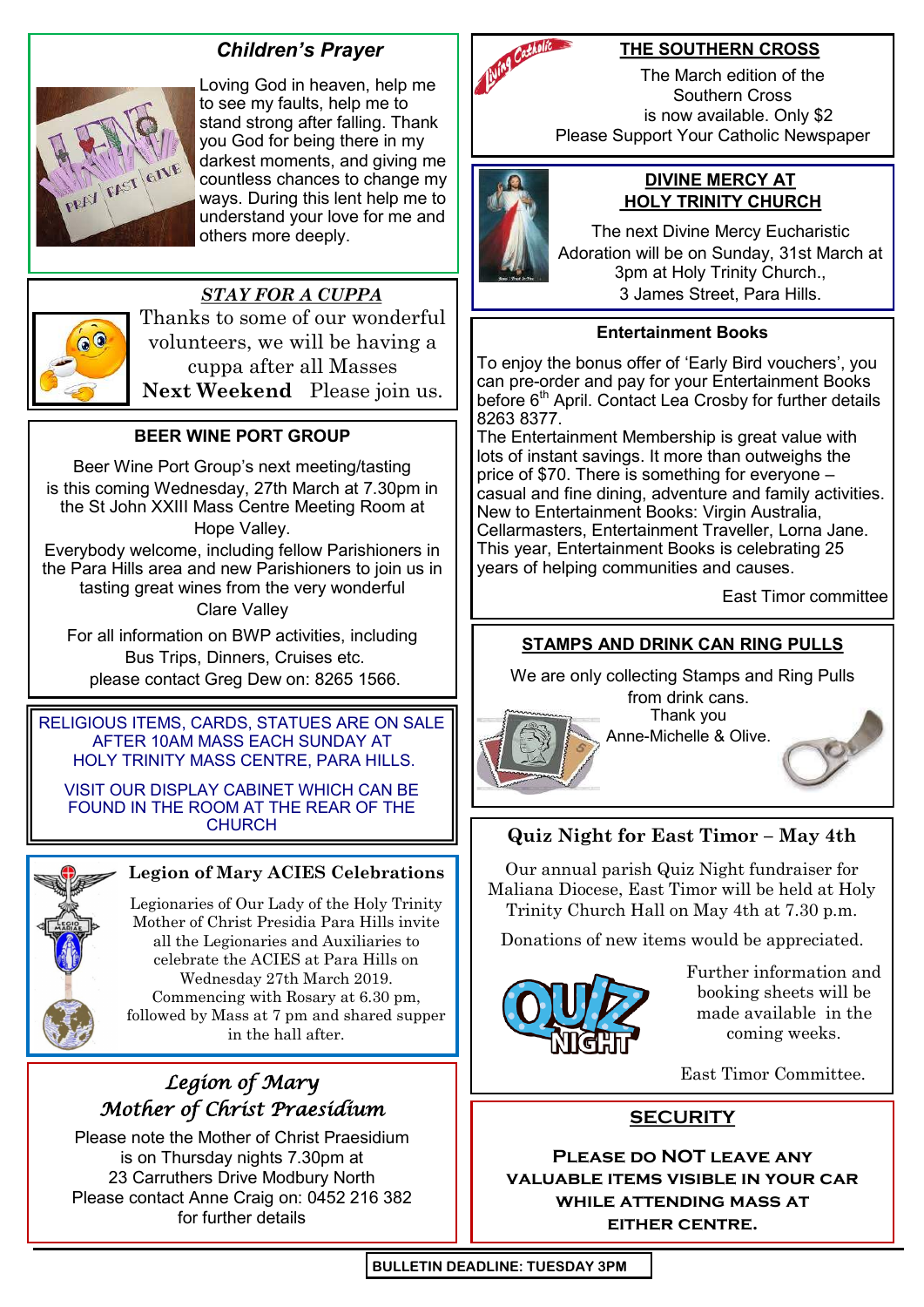## Children's Prayer

Loving God in heaven, help me to see my faults, help me to stand strong after falling. Thank you God for being there in my darkest moments, and giving me countless chances to change my ways. During this lent help me to understand your love for me and others more deeply.

## *STAY FOR A CUPPA*

Thanks to some of our wonderful volunteers, we will be having a cuppa after all Masses **Next Weekend** Please join us.

## BEER WINE PORT GROUP

Beer Wine Port Group's next meeting/tasting is this coming Wednesday, 27th March at 7.30pm in the St John XXIII Mass Centre Meeting Room at Hope Valley.

Everybody welcome, including fellow Parishioners in the Para Hills area and new Parishioners to join us in tasting great wines from the very wonderful Clare Valley

For all information on BWP activities, including Bus Trips, Dinners, Cruises etc. please contact Greg Dew on: 8265 1566.

RELIGIOUS ITEMS, CARDS, STATUES ARE ON SALE AFTER 10AM MASS EACH SUNDAY AT HOLY TRINITY MASS CENTRE, PARA HILLS.

VISIT OUR DISPLAY CABINET WHICH CAN BE FOUND IN THE ROOM AT THE REAR OF THE CHURCH

## Legion of Mary ACIES Celebrations

Legionaries of Our Lady of the Holy Trinity Mother of Christ Presidia Para Hills invite all the Legionaries and Auxiliaries to celebrate the ACIES at Para Hills on Wednesday 27th March 2019. Commencing with Rosary at 6.30 pm, followed by Mass at 7 pm and shared supper in the hall after.

## *Legion of Mary Mother of Christ Praesidium*

Please note the Mother of Christ Praesidium is on Thursday nights 7.30pm at 23 Carruthers Drive Modbury North
Please contact Anne Craig on: 0452 216 382 for further details

## THE SOUTHERN CROSS

The March edition of the Southern Cross is now available. Only $2
Please Support Your Catholic Newspaper

## DIVINE MERCY AT HOLY TRINITY CHURCH

The next Divine Mercy Eucharistic Adoration will be on Sunday, 31st March at 3pm at Holy Trinity Church., 3 James Street, Para Hills.

## Entertainment Books

To enjoy the bonus offer of 'Early Bird vouchers', you can pre-order and pay for your Entertainment Books before 6th April. Contact Lea Crosby for further details 8263 8377.
The Entertainment Membership is great value with lots of instant savings. It more than outweighs the price of $70. There is something for everyone – casual and fine dining, adventure and family activities. New to Entertainment Books: Virgin Australia, Cellarmasters, Entertainment Traveller, Lorna Jane. This year, Entertainment Books is celebrating 25 years of helping communities and causes.

East Timor committee

## STAMPS AND DRINK CAN RING PULLS

We are only collecting Stamps and Ring Pulls from drink cans.
Thank you
Anne-Michelle & Olive.

## Quiz Night for East Timor – May 4th

Our annual parish Quiz Night fundraiser for Maliana Diocese, East Timor will be held at Holy Trinity Church Hall on May 4th at 7.30 p.m.

Donations of new items would be appreciated.

Further information and booking sheets will be made available in the coming weeks.

East Timor Committee.

## SECURITY

**PLEASE DO NOT LEAVE ANY VALUABLE ITEMS VISIBLE IN YOUR CAR WHILE ATTENDING MASS AT EITHER CENTRE.**

**BULLETIN DEADLINE: TUESDAY 3PM**